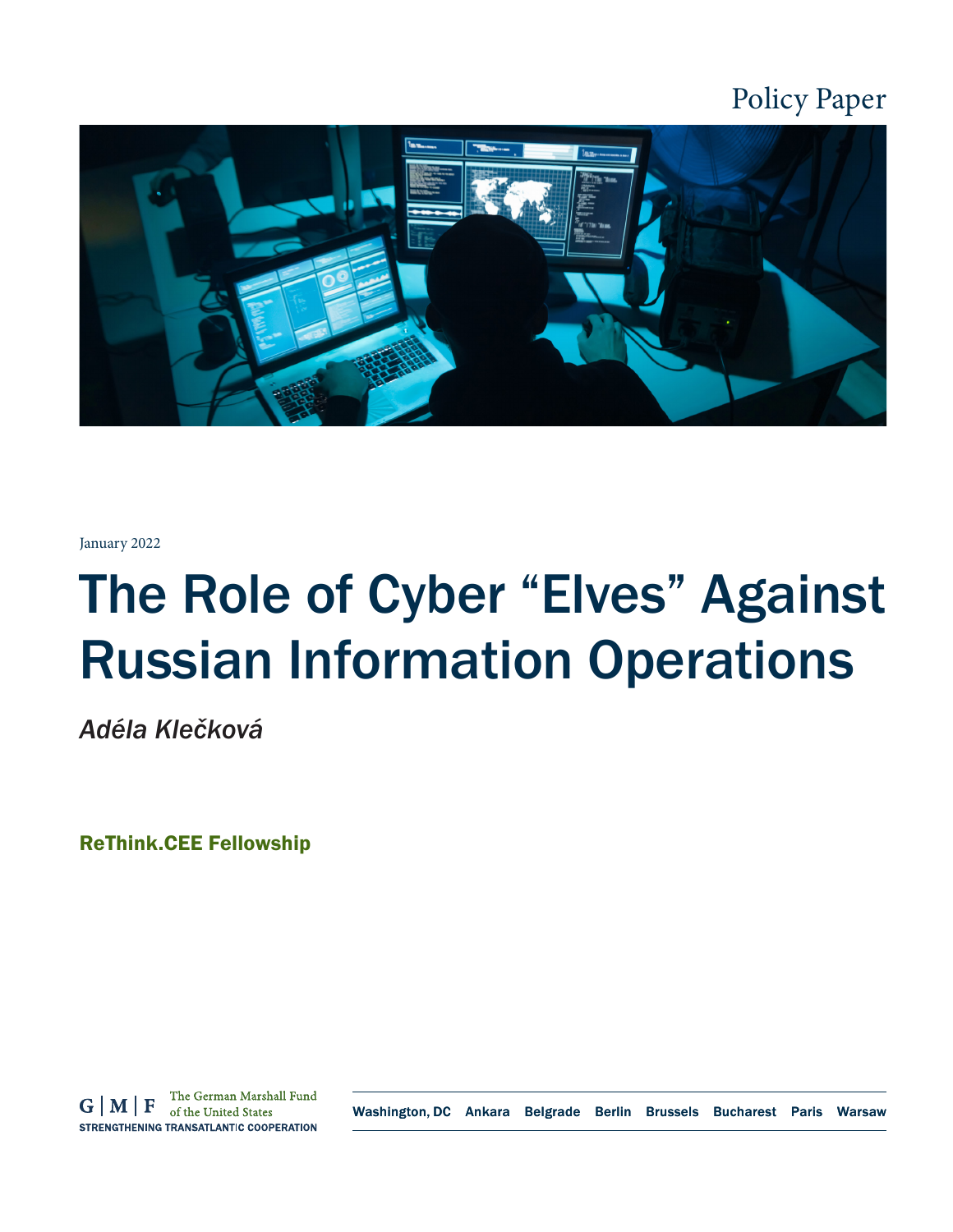Policy Paper

January 2022

# The Role of Cyber "Elves" Against Russian Information Operations

*Adéla Klečková*

**ReThink.CEE Fellowship**

G | M | F The German Marshall Fund of the United States
STRENGTHENING TRANSATLANTIC COOPERATION

Washington, DC Ankara Belgrade Berlin Brussels Bucharest Paris Warsaw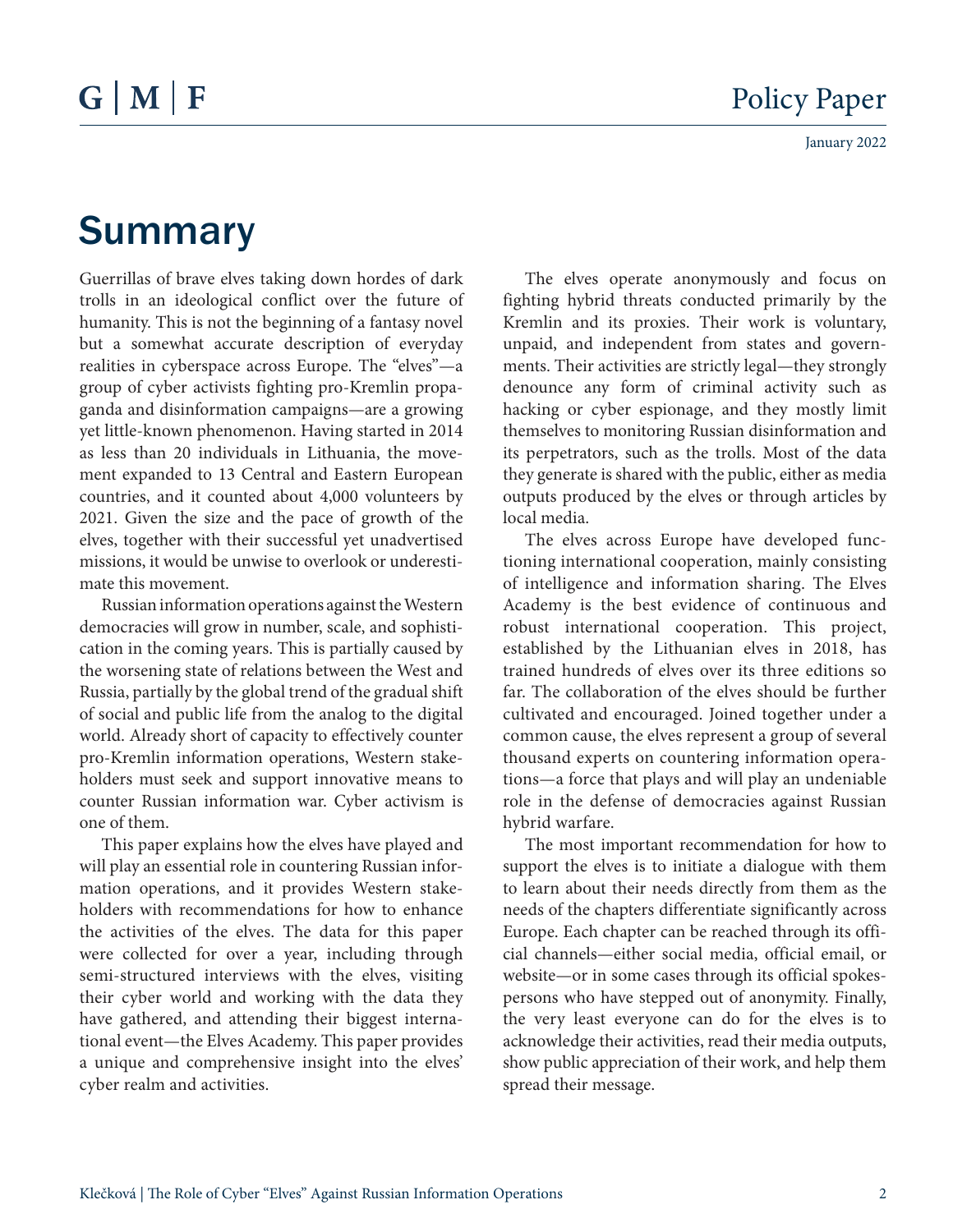# Summary

Guerrillas of brave elves taking down hordes of dark trolls in an ideological conflict over the future of humanity. This is not the beginning of a fantasy novel but a somewhat accurate description of everyday realities in cyberspace across Europe. The "elves"—a group of cyber activists fighting pro-Kremlin propaganda and disinformation campaigns—are a growing yet little-known phenomenon. Having started in 2014 as less than 20 individuals in Lithuania, the movement expanded to 13 Central and Eastern European countries, and it counted about 4,000 volunteers by 2021. Given the size and the pace of growth of the elves, together with their successful yet unadvertised missions, it would be unwise to overlook or underestimate this movement.

Russian information operations against the Western democracies will grow in number, scale, and sophistication in the coming years. This is partially caused by the worsening state of relations between the West and Russia, partially by the global trend of the gradual shift of social and public life from the analog to the digital world. Already short of capacity to effectively counter pro-Kremlin information operations, Western stakeholders must seek and support innovative means to counter Russian information war. Cyber activism is one of them.

This paper explains how the elves have played and will play an essential role in countering Russian information operations, and it provides Western stakeholders with recommendations for how to enhance the activities of the elves. The data for this paper were collected for over a year, including through semi-structured interviews with the elves, visiting their cyber world and working with the data they have gathered, and attending their biggest international event—the Elves Academy. This paper provides a unique and comprehensive insight into the elves' cyber realm and activities.

The elves operate anonymously and focus on fighting hybrid threats conducted primarily by the Kremlin and its proxies. Their work is voluntary, unpaid, and independent from states and governments. Their activities are strictly legal—they strongly denounce any form of criminal activity such as hacking or cyber espionage, and they mostly limit themselves to monitoring Russian disinformation and its perpetrators, such as the trolls. Most of the data they generate is shared with the public, either as media outputs produced by the elves or through articles by local media.

The elves across Europe have developed functioning international cooperation, mainly consisting of intelligence and information sharing. The Elves Academy is the best evidence of continuous and robust international cooperation. This project, established by the Lithuanian elves in 2018, has trained hundreds of elves over its three editions so far. The collaboration of the elves should be further cultivated and encouraged. Joined together under a common cause, the elves represent a group of several thousand experts on countering information operations—a force that plays and will play an undeniable role in the defense of democracies against Russian hybrid warfare.

The most important recommendation for how to support the elves is to initiate a dialogue with them to learn about their needs directly from them as the needs of the chapters differentiate significantly across Europe. Each chapter can be reached through its official channels—either social media, official email, or website—or in some cases through its official spokespersons who have stepped out of anonymity. Finally, the very least everyone can do for the elves is to acknowledge their activities, read their media outputs, show public appreciation of their work, and help them spread their message.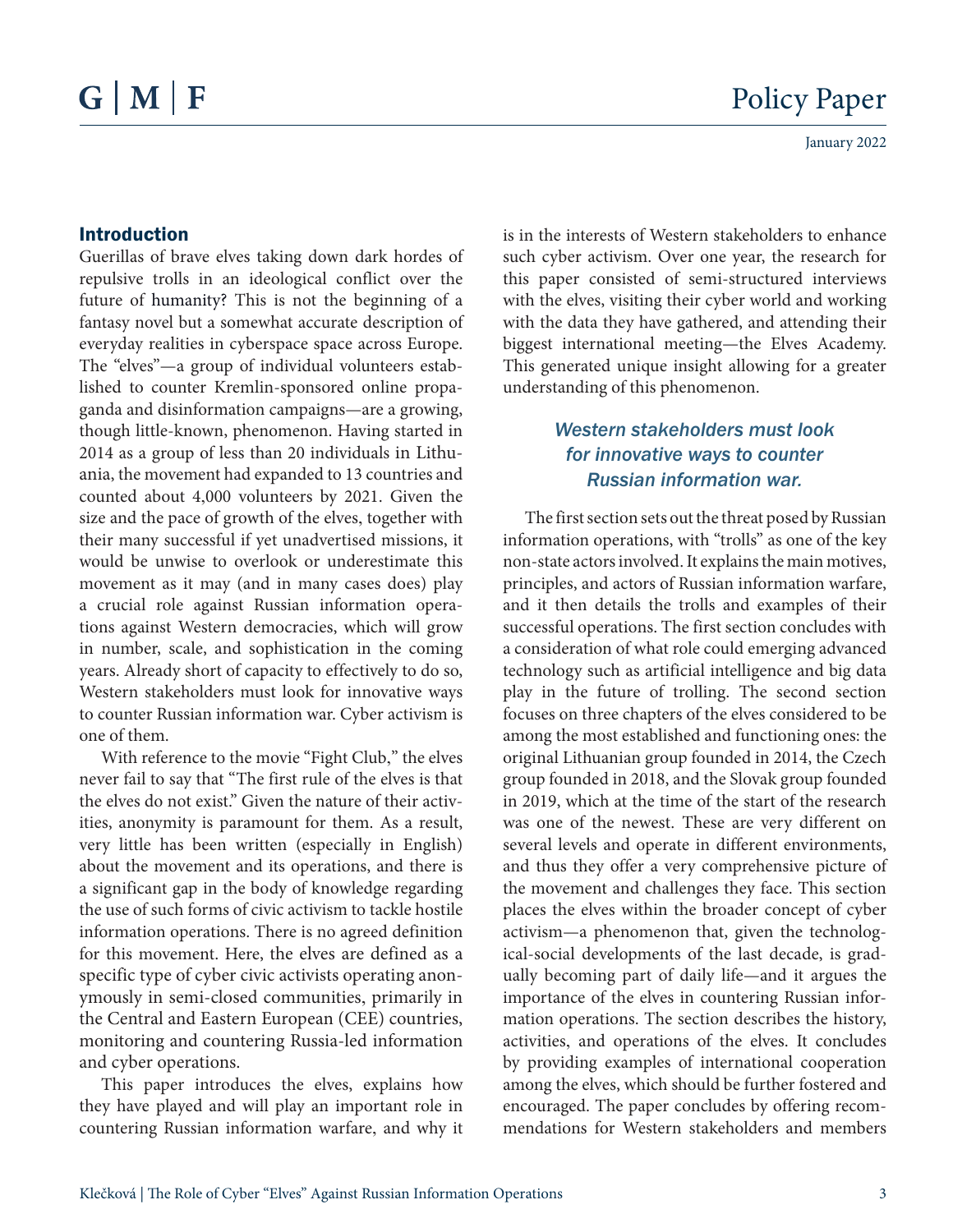## Introduction

Guerillas of brave elves taking down dark hordes of repulsive trolls in an ideological conflict over the future of humanity? This is not the beginning of a fantasy novel but a somewhat accurate description of everyday realities in cyberspace space across Europe. The "elves"—a group of individual volunteers established to counter Kremlin-sponsored online propaganda and disinformation campaigns—are a growing, though little-known, phenomenon. Having started in 2014 as a group of less than 20 individuals in Lithuania, the movement had expanded to 13 countries and counted about 4,000 volunteers by 2021. Given the size and the pace of growth of the elves, together with their many successful if yet unadvertised missions, it would be unwise to overlook or underestimate this movement as it may (and in many cases does) play a crucial role against Russian information operations against Western democracies, which will grow in number, scale, and sophistication in the coming years. Already short of capacity to effectively to do so, Western stakeholders must look for innovative ways to counter Russian information war. Cyber activism is one of them.

With reference to the movie "Fight Club," the elves never fail to say that "The first rule of the elves is that the elves do not exist." Given the nature of their activities, anonymity is paramount for them. As a result, very little has been written (especially in English) about the movement and its operations, and there is a significant gap in the body of knowledge regarding the use of such forms of civic activism to tackle hostile information operations. There is no agreed definition for this movement. Here, the elves are defined as a specific type of cyber civic activists operating anonymously in semi-closed communities, primarily in the Central and Eastern European (CEE) countries, monitoring and countering Russia-led information and cyber operations.

This paper introduces the elves, explains how they have played and will play an important role in countering Russian information warfare, and why it is in the interests of Western stakeholders to enhance such cyber activism. Over one year, the research for this paper consisted of semi-structured interviews with the elves, visiting their cyber world and working with the data they have gathered, and attending their biggest international meeting—the Elves Academy. This generated unique insight allowing for a greater understanding of this phenomenon.

*Western stakeholders must look for innovative ways to counter Russian information war.*

The first section sets out the threat posed by Russian information operations, with "trolls" as one of the key non-state actors involved. It explains the main motives, principles, and actors of Russian information warfare, and it then details the trolls and examples of their successful operations. The first section concludes with a consideration of what role could emerging advanced technology such as artificial intelligence and big data play in the future of trolling. The second section focuses on three chapters of the elves considered to be among the most established and functioning ones: the original Lithuanian group founded in 2014, the Czech group founded in 2018, and the Slovak group founded in 2019, which at the time of the start of the research was one of the newest. These are very different on several levels and operate in different environments, and thus they offer a very comprehensive picture of the movement and challenges they face. This section places the elves within the broader concept of cyber activism—a phenomenon that, given the technological-social developments of the last decade, is gradually becoming part of daily life—and it argues the importance of the elves in countering Russian information operations. The section describes the history, activities, and operations of the elves. It concludes by providing examples of international cooperation among the elves, which should be further fostered and encouraged. The paper concludes by offering recommendations for Western stakeholders and members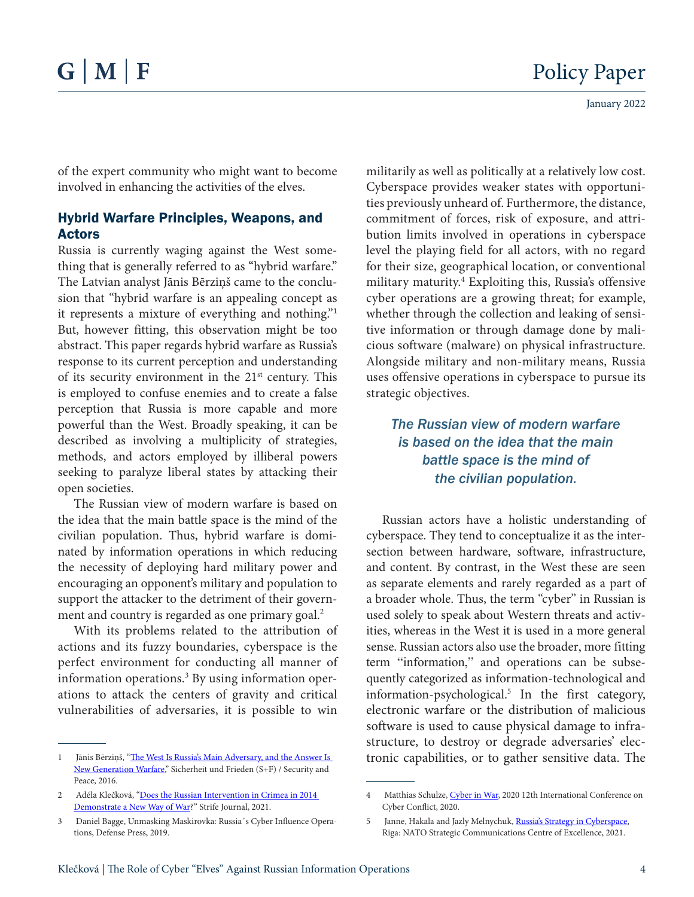of the expert community who might want to become involved in enhancing the activities of the elves.

## Hybrid Warfare Principles, Weapons, and Actors

Russia is currently waging against the West something that is generally referred to as "hybrid warfare." The Latvian analyst Jānis Bērziņš came to the conclusion that "hybrid warfare is an appealing concept as it represents a mixture of everything and nothing."[1] But, however fitting, this observation might be too abstract. This paper regards hybrid warfare as Russia's response to its current perception and understanding of its security environment in the 21st century. This is employed to confuse enemies and to create a false perception that Russia is more capable and more powerful than the West. Broadly speaking, it can be described as involving a multiplicity of strategies, methods, and actors employed by illiberal powers seeking to paralyze liberal states by attacking their open societies.

The Russian view of modern warfare is based on the idea that the main battle space is the mind of the civilian population. Thus, hybrid warfare is dominated by information operations in which reducing the necessity of deploying hard military power and encouraging an opponent's military and population to support the attacker to the detriment of their government and country is regarded as one primary goal.[2]

With its problems related to the attribution of actions and its fuzzy boundaries, cyberspace is the perfect environment for conducting all manner of information operations.[3] By using information operations to attack the centers of gravity and critical vulnerabilities of adversaries, it is possible to win militarily as well as politically at a relatively low cost. Cyberspace provides weaker states with opportunities previously unheard of. Furthermore, the distance, commitment of forces, risk of exposure, and attribution limits involved in operations in cyberspace level the playing field for all actors, with no regard for their size, geographical location, or conventional military maturity.[4] Exploiting this, Russia's offensive cyber operations are a growing threat; for example, whether through the collection and leaking of sensitive information or through damage done by malicious software (malware) on physical infrastructure. Alongside military and non-military means, Russia uses offensive operations in cyberspace to pursue its strategic objectives.

> *The Russian view of modern warfare is based on the idea that the main battle space is the mind of the civilian population.*

Russian actors have a holistic understanding of cyberspace. They tend to conceptualize it as the intersection between hardware, software, infrastructure, and content. By contrast, in the West these are seen as separate elements and rarely regarded as a part of a broader whole. Thus, the term "cyber" in Russian is used solely to speak about Western threats and activities, whereas in the West it is used in a more general sense. Russian actors also use the broader, more fitting term "information," and operations can be subsequently categorized as information-technological and information-psychological.[5] In the first category, electronic warfare or the distribution of malicious software is used to cause physical damage to infrastructure, to destroy or degrade adversaries' electronic capabilities, or to gather sensitive data. The

---

1 Jānis Bērziņš, "[The West Is Russia's Main Adversary, and the Answer Is New Generation Warfare](#)," Sicherheit und Frieden (S+F) / Security and Peace, 2016.

2 Adéla Klečková, "[Does the Russian Intervention in Crimea in 2014 Demonstrate a New Way of War](#)?" Strife Journal, 2021.

3 Daniel Bagge, Unmasking Maskirovka: Russia´s Cyber Influence Operations, Defense Press, 2019.

4 Matthias Schulze, [Cyber in War](#), 2020 12th International Conference on Cyber Conflict, 2020.

5 Janne, Hakala and Jazly Melnychuk, [Russia's Strategy in Cyberspace](#), Riga: NATO Strategic Communications Centre of Excellence, 2021.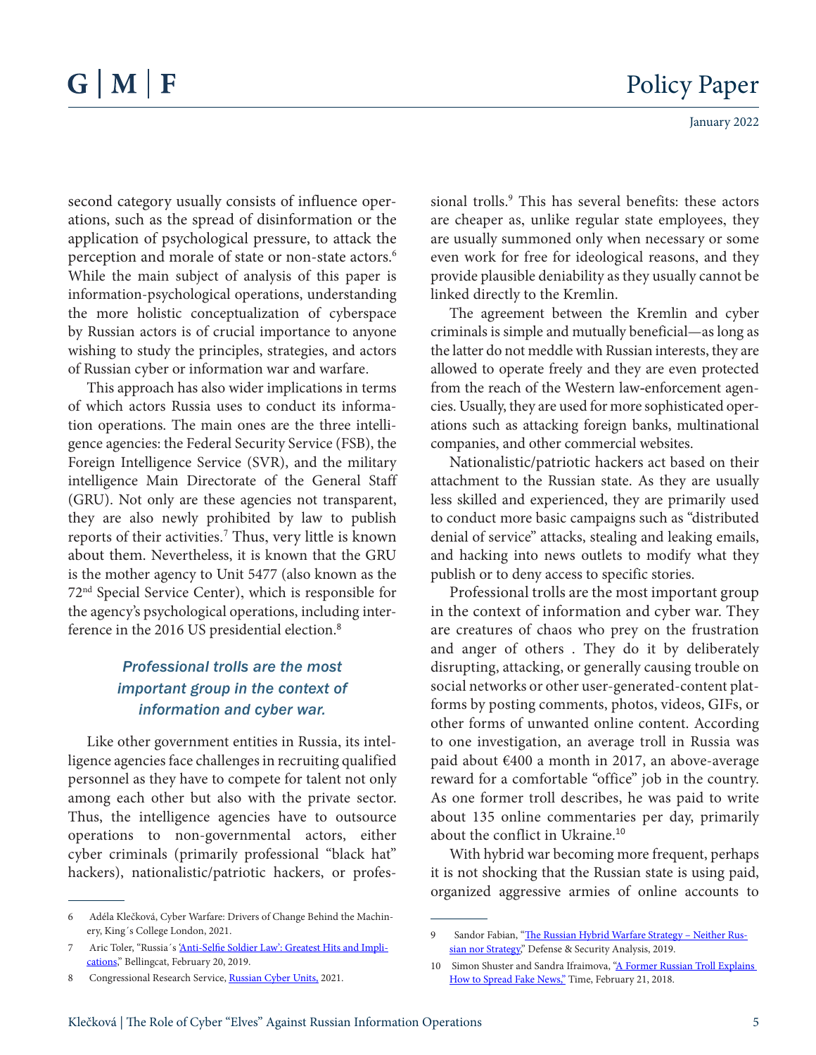second category usually consists of influence operations, such as the spread of disinformation or the application of psychological pressure, to attack the perception and morale of state or non-state actors.[6] While the main subject of analysis of this paper is information-psychological operations, understanding the more holistic conceptualization of cyberspace by Russian actors is of crucial importance to anyone wishing to study the principles, strategies, and actors of Russian cyber or information war and warfare.

This approach has also wider implications in terms of which actors Russia uses to conduct its information operations. The main ones are the three intelligence agencies: the Federal Security Service (FSB), the Foreign Intelligence Service (SVR), and the military intelligence Main Directorate of the General Staff (GRU). Not only are these agencies not transparent, they are also newly prohibited by law to publish reports of their activities.[7] Thus, very little is known about them. Nevertheless, it is known that the GRU is the mother agency to Unit 5477 (also known as the 72nd Special Service Center), which is responsible for the agency's psychological operations, including interference in the 2016 US presidential election.[8]

*Professional trolls are the most important group in the context of information and cyber war.*

Like other government entities in Russia, its intelligence agencies face challenges in recruiting qualified personnel as they have to compete for talent not only among each other but also with the private sector. Thus, the intelligence agencies have to outsource operations to non-governmental actors, either cyber criminals (primarily professional "black hat" hackers), nationalistic/patriotic hackers, or professional trolls.[9] This has several benefits: these actors are cheaper as, unlike regular state employees, they are usually summoned only when necessary or some even work for free for ideological reasons, and they provide plausible deniability as they usually cannot be linked directly to the Kremlin.

The agreement between the Kremlin and cyber criminals is simple and mutually beneficial—as long as the latter do not meddle with Russian interests, they are allowed to operate freely and they are even protected from the reach of the Western law-enforcement agencies. Usually, they are used for more sophisticated operations such as attacking foreign banks, multinational companies, and other commercial websites.

Nationalistic/patriotic hackers act based on their attachment to the Russian state. As they are usually less skilled and experienced, they are primarily used to conduct more basic campaigns such as "distributed denial of service" attacks, stealing and leaking emails, and hacking into news outlets to modify what they publish or to deny access to specific stories.

Professional trolls are the most important group in the context of information and cyber war. They are creatures of chaos who prey on the frustration and anger of others . They do it by deliberately disrupting, attacking, or generally causing trouble on social networks or other user-generated-content platforms by posting comments, photos, videos, GIFs, or other forms of unwanted online content. According to one investigation, an average troll in Russia was paid about €400 a month in 2017, an above-average reward for a comfortable "office" job in the country. As one former troll describes, he was paid to write about 135 online commentaries per day, primarily about the conflict in Ukraine.[10]

With hybrid war becoming more frequent, perhaps it is not shocking that the Russian state is using paid, organized aggressive armies of online accounts to

---

6 Adéla Klečková, Cyber Warfare: Drivers of Change Behind the Machinery, King´s College London, 2021.

7 Aric Toler, "Russia´s 'Anti-Selfie Soldier Law': Greatest Hits and Implications," Bellingcat, February 20, 2019.

8 Congressional Research Service, Russian Cyber Units, 2021.

9 Sandor Fabian, "The Russian Hybrid Warfare Strategy – Neither Russian nor Strategy," Defense & Security Analysis, 2019.

10 Simon Shuster and Sandra Ifraimova, "A Former Russian Troll Explains How to Spread Fake News," Time, February 21, 2018.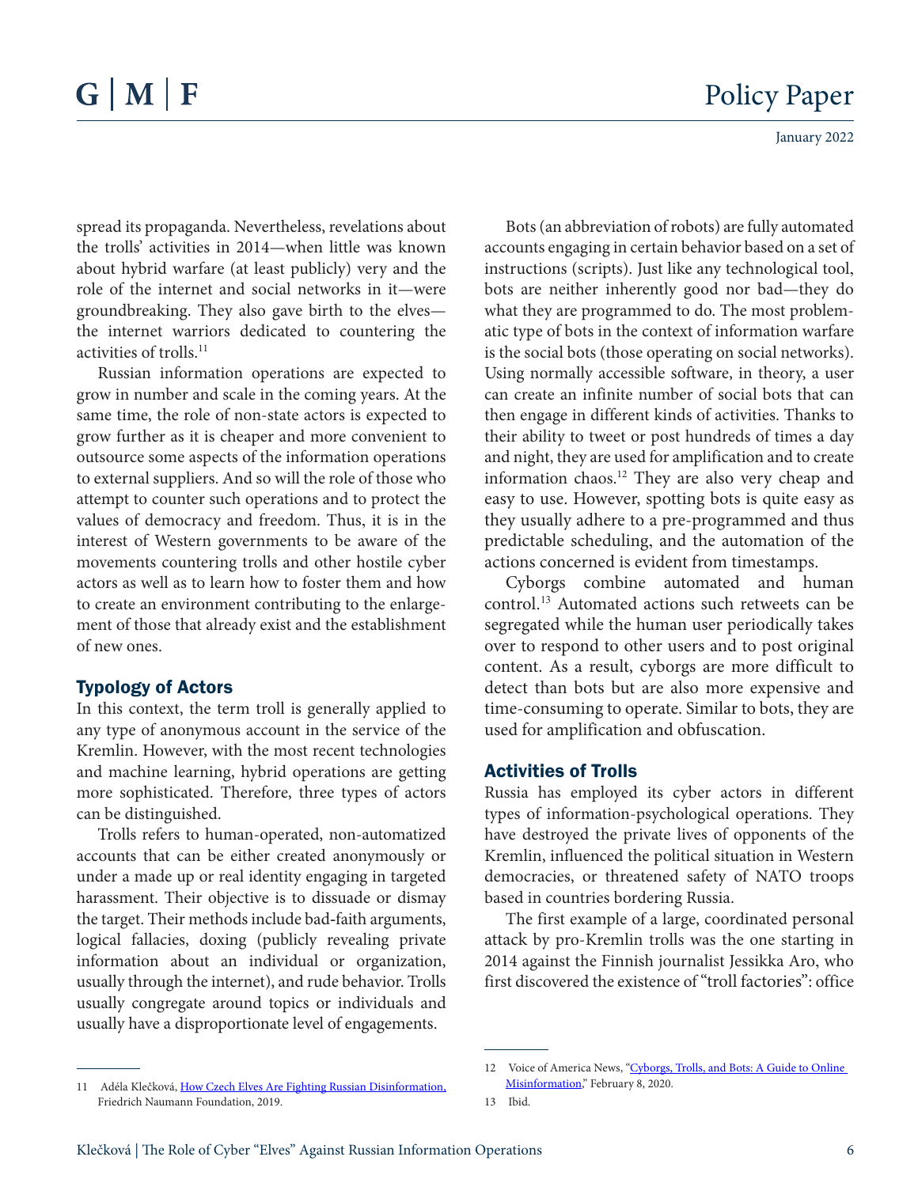spread its propaganda. Nevertheless, revelations about the trolls' activities in 2014—when little was known about hybrid warfare (at least publicly) very and the role of the internet and social networks in it—were groundbreaking. They also gave birth to the elves—the internet warriors dedicated to countering the activities of trolls.[11]

Russian information operations are expected to grow in number and scale in the coming years. At the same time, the role of non-state actors is expected to grow further as it is cheaper and more convenient to outsource some aspects of the information operations to external suppliers. And so will the role of those who attempt to counter such operations and to protect the values of democracy and freedom. Thus, it is in the interest of Western governments to be aware of the movements countering trolls and other hostile cyber actors as well as to learn how to foster them and how to create an environment contributing to the enlargement of those that already exist and the establishment of new ones.

## Typology of Actors

In this context, the term troll is generally applied to any type of anonymous account in the service of the Kremlin. However, with the most recent technologies and machine learning, hybrid operations are getting more sophisticated. Therefore, three types of actors can be distinguished.

Trolls refers to human-operated, non-automatized accounts that can be either created anonymously or under a made up or real identity engaging in targeted harassment. Their objective is to dissuade or dismay the target. Their methods include bad-faith arguments, logical fallacies, doxing (publicly revealing private information about an individual or organization, usually through the internet), and rude behavior. Trolls usually congregate around topics or individuals and usually have a disproportionate level of engagements.

Bots (an abbreviation of robots) are fully automated accounts engaging in certain behavior based on a set of instructions (scripts). Just like any technological tool, bots are neither inherently good nor bad—they do what they are programmed to do. The most problematic type of bots in the context of information warfare is the social bots (those operating on social networks). Using normally accessible software, in theory, a user can create an infinite number of social bots that can then engage in different kinds of activities. Thanks to their ability to tweet or post hundreds of times a day and night, they are used for amplification and to create information chaos.[12] They are also very cheap and easy to use. However, spotting bots is quite easy as they usually adhere to a pre-programmed and thus predictable scheduling, and the automation of the actions concerned is evident from timestamps.

Cyborgs combine automated and human control.[13] Automated actions such retweets can be segregated while the human user periodically takes over to respond to other users and to post original content. As a result, cyborgs are more difficult to detect than bots but are also more expensive and time-consuming to operate. Similar to bots, they are used for amplification and obfuscation.

## Activities of Trolls

Russia has employed its cyber actors in different types of information-psychological operations. They have destroyed the private lives of opponents of the Kremlin, influenced the political situation in Western democracies, or threatened safety of NATO troops based in countries bordering Russia.

The first example of a large, coordinated personal attack by pro-Kremlin trolls was the one starting in 2014 against the Finnish journalist Jessikka Aro, who first discovered the existence of "troll factories": office

---

11 Adéla Klečková, How Czech Elves Are Fighting Russian Disinformation, Friedrich Naumann Foundation, 2019.

12 Voice of America News, "Cyborgs, Trolls, and Bots: A Guide to Online Misinformation," February 8, 2020.

13 Ibid.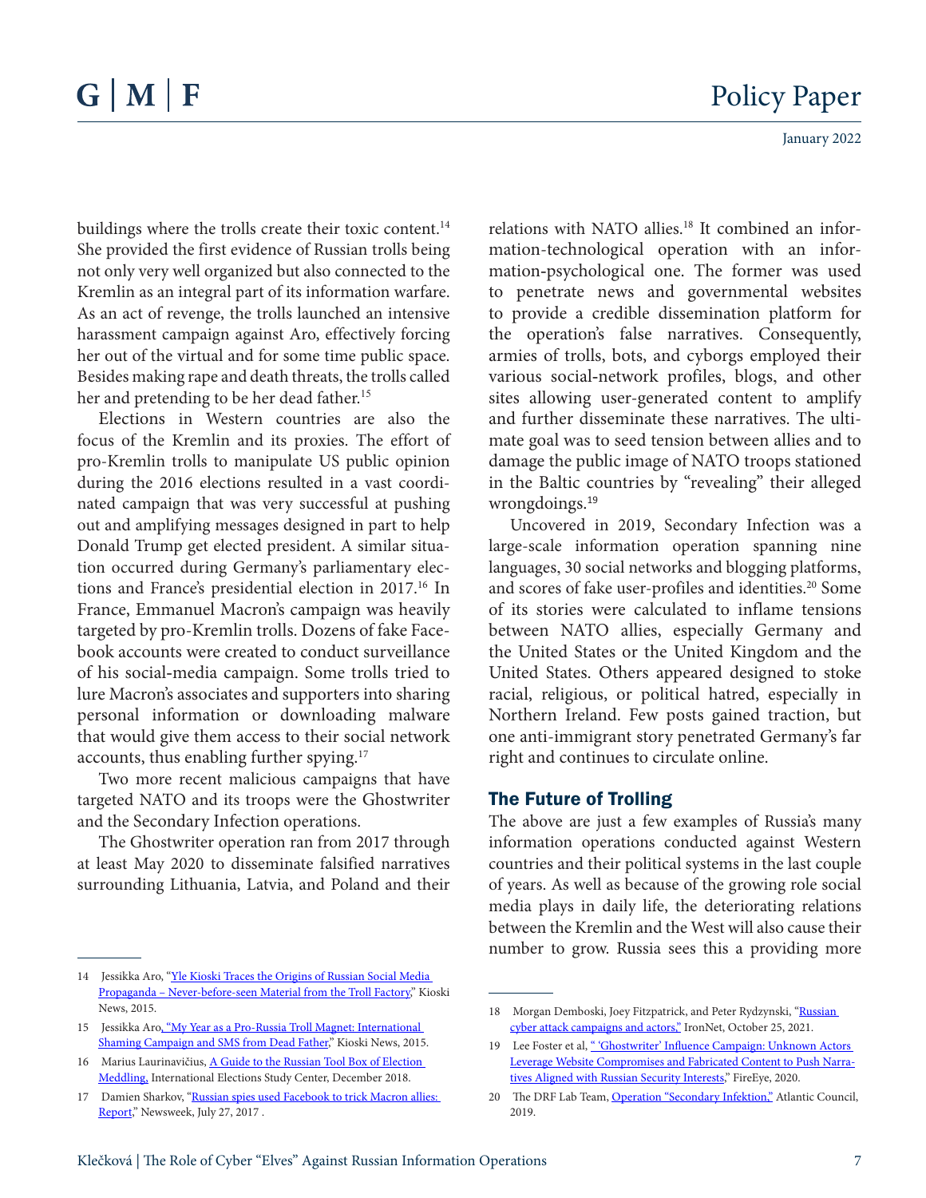buildings where the trolls create their toxic content.[14] She provided the first evidence of Russian trolls being not only very well organized but also connected to the Kremlin as an integral part of its information warfare. As an act of revenge, the trolls launched an intensive harassment campaign against Aro, effectively forcing her out of the virtual and for some time public space. Besides making rape and death threats, the trolls called her and pretending to be her dead father.[15]

Elections in Western countries are also the focus of the Kremlin and its proxies. The effort of pro-Kremlin trolls to manipulate US public opinion during the 2016 elections resulted in a vast coordinated campaign that was very successful at pushing out and amplifying messages designed in part to help Donald Trump get elected president. A similar situation occurred during Germany's parliamentary elections and France's presidential election in 2017.[16] In France, Emmanuel Macron's campaign was heavily targeted by pro-Kremlin trolls. Dozens of fake Facebook accounts were created to conduct surveillance of his social-media campaign. Some trolls tried to lure Macron's associates and supporters into sharing personal information or downloading malware that would give them access to their social network accounts, thus enabling further spying.[17]

Two more recent malicious campaigns that have targeted NATO and its troops were the Ghostwriter and the Secondary Infection operations.

The Ghostwriter operation ran from 2017 through at least May 2020 to disseminate falsified narratives surrounding Lithuania, Latvia, and Poland and their relations with NATO allies.[18] It combined an information-technological operation with an information-psychological one. The former was used to penetrate news and governmental websites to provide a credible dissemination platform for the operation's false narratives. Consequently, armies of trolls, bots, and cyborgs employed their various social-network profiles, blogs, and other sites allowing user-generated content to amplify and further disseminate these narratives. The ultimate goal was to seed tension between allies and to damage the public image of NATO troops stationed in the Baltic countries by "revealing" their alleged wrongdoings.[19]

Uncovered in 2019, Secondary Infection was a large-scale information operation spanning nine languages, 30 social networks and blogging platforms, and scores of fake user-profiles and identities.[20] Some of its stories were calculated to inflame tensions between NATO allies, especially Germany and the United States or the United Kingdom and the United States. Others appeared designed to stoke racial, religious, or political hatred, especially in Northern Ireland. Few posts gained traction, but one anti-immigrant story penetrated Germany's far right and continues to circulate online.

## The Future of Trolling

The above are just a few examples of Russia's many information operations conducted against Western countries and their political systems in the last couple of years. As well as because of the growing role social media plays in daily life, the deteriorating relations between the Kremlin and the West will also cause their number to grow. Russia sees this a providing more

---

14 Jessikka Aro, "Yle Kioski Traces the Origins of Russian Social Media Propaganda – Never-before-seen Material from the Troll Factory," Kioski News, 2015.

15 Jessikka Aro, "My Year as a Pro-Russia Troll Magnet: International Shaming Campaign and SMS from Dead Father," Kioski News, 2015.

16 Marius Laurinavičius, A Guide to the Russian Tool Box of Election Meddling, International Elections Study Center, December 2018.

17 Damien Sharkov, "Russian spies used Facebook to trick Macron allies: Report," Newsweek, July 27, 2017 .

18 Morgan Demboski, Joey Fitzpatrick, and Peter Rydzynski, "Russian cyber attack campaigns and actors," IronNet, October 25, 2021.

19 Lee Foster et al, " 'Ghostwriter' Influence Campaign: Unknown Actors Leverage Website Compromises and Fabricated Content to Push Narratives Aligned with Russian Security Interests," FireEye, 2020.

20 The DRF Lab Team, Operation "Secondary Infektion," Atlantic Council, 2019.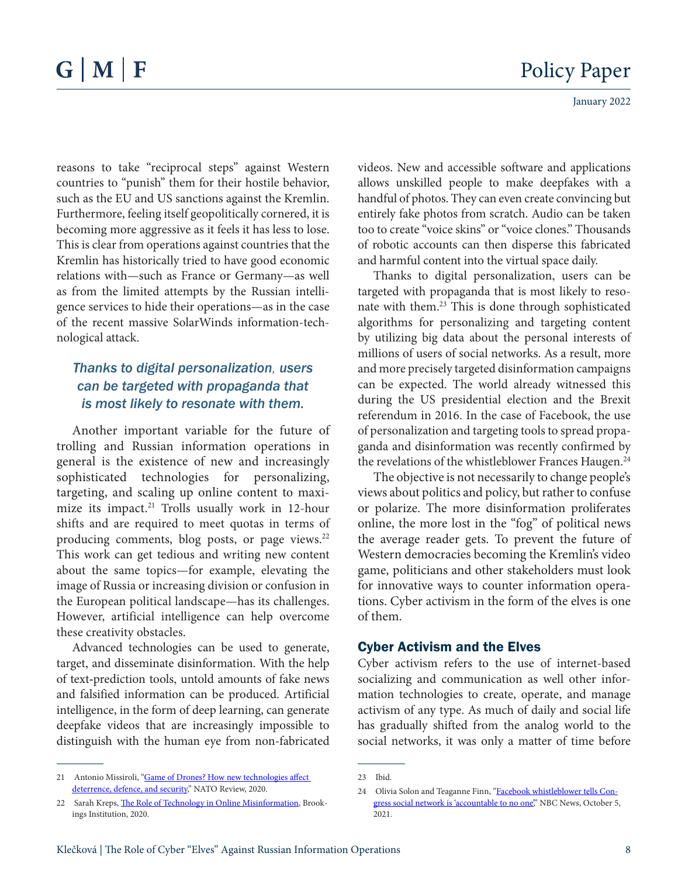reasons to take "reciprocal steps" against Western countries to "punish" them for their hostile behavior, such as the EU and US sanctions against the Kremlin. Furthermore, feeling itself geopolitically cornered, it is becoming more aggressive as it feels it has less to lose. This is clear from operations against countries that the Kremlin has historically tried to have good economic relations with—such as France or Germany—as well as from the limited attempts by the Russian intelligence services to hide their operations—as in the case of the recent massive SolarWinds information-technological attack.

> *Thanks to digital personalization, users can be targeted with propaganda that is most likely to resonate with them.*

Another important variable for the future of trolling and Russian information operations in general is the existence of new and increasingly sophisticated technologies for personalizing, targeting, and scaling up online content to maximize its impact.[21] Trolls usually work in 12-hour shifts and are required to meet quotas in terms of producing comments, blog posts, or page views.[22] This work can get tedious and writing new content about the same topics—for example, elevating the image of Russia or increasing division or confusion in the European political landscape—has its challenges. However, artificial intelligence can help overcome these creativity obstacles.

Advanced technologies can be used to generate, target, and disseminate disinformation. With the help of text-prediction tools, untold amounts of fake news and falsified information can be produced. Artificial intelligence, in the form of deep learning, can generate deepfake videos that are increasingly impossible to distinguish with the human eye from non-fabricated videos. New and accessible software and applications allows unskilled people to make deepfakes with a handful of photos. They can even create convincing but entirely fake photos from scratch. Audio can be taken too to create "voice skins" or "voice clones." Thousands of robotic accounts can then disperse this fabricated and harmful content into the virtual space daily.

Thanks to digital personalization, users can be targeted with propaganda that is most likely to resonate with them.[23] This is done through sophisticated algorithms for personalizing and targeting content by utilizing big data about the personal interests of millions of users of social networks. As a result, more and more precisely targeted disinformation campaigns can be expected. The world already witnessed this during the US presidential election and the Brexit referendum in 2016. In the case of Facebook, the use of personalization and targeting tools to spread propaganda and disinformation was recently confirmed by the revelations of the whistleblower Frances Haugen.[24]

The objective is not necessarily to change people's views about politics and policy, but rather to confuse or polarize. The more disinformation proliferates online, the more lost in the "fog" of political news the average reader gets. To prevent the future of Western democracies becoming the Kremlin's video game, politicians and other stakeholders must look for innovative ways to counter information operations. Cyber activism in the form of the elves is one of them.

## Cyber Activism and the Elves

Cyber activism refers to the use of internet-based socializing and communication as well other information technologies to create, operate, and manage activism of any type. As much of daily and social life has gradually shifted from the analog world to the social networks, it was only a matter of time before

---

21 Antonio Missiroli, "Game of Drones? How new technologies affect deterrence, defence, and security," NATO Review, 2020.

22 Sarah Kreps, The Role of Technology in Online Misinformation, Brookings Institution, 2020.

23 Ibid.

24 Olivia Solon and Teaganne Finn, "Facebook whistleblower tells Congress social network is 'accountable to no one'," NBC News, October 5, 2021.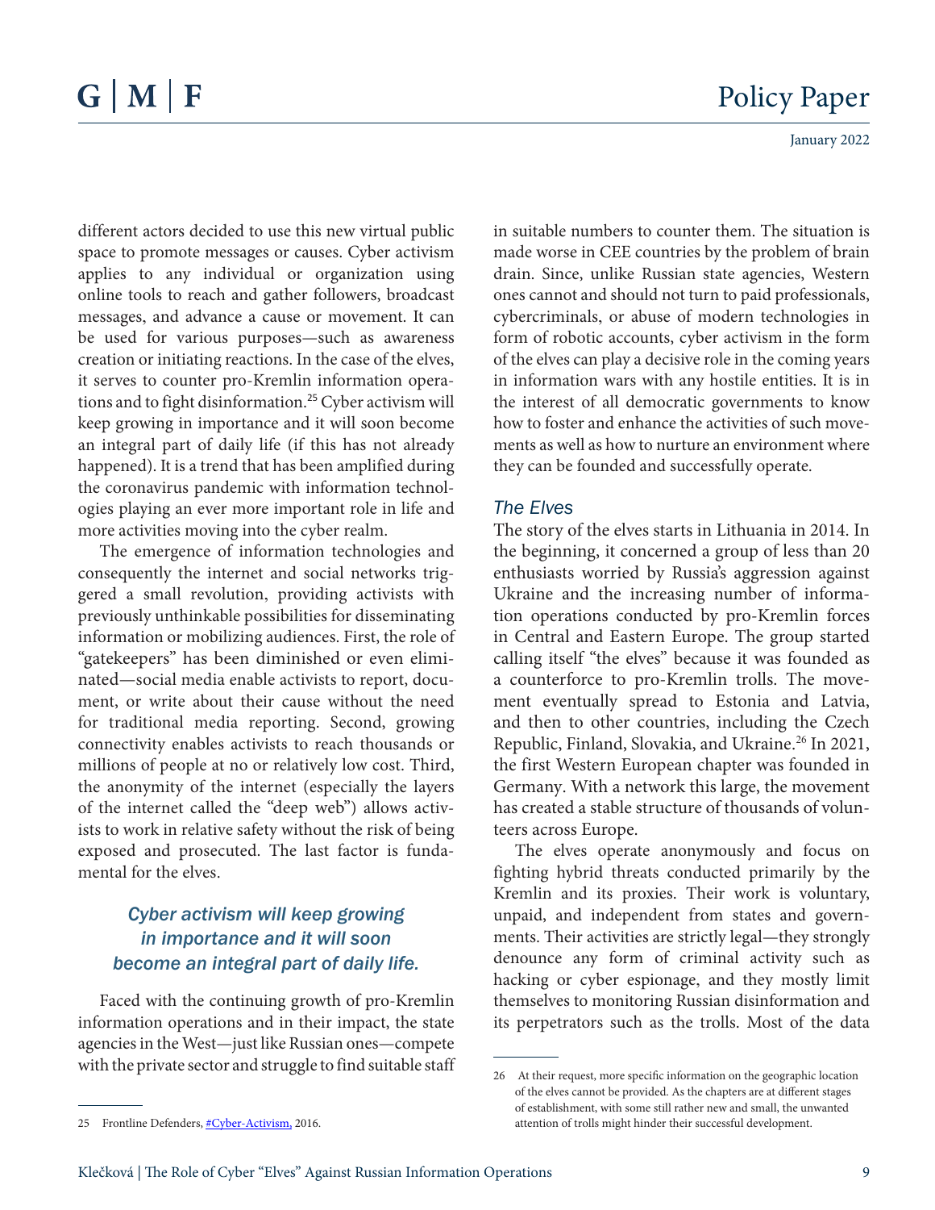different actors decided to use this new virtual public space to promote messages or causes. Cyber activism applies to any individual or organization using online tools to reach and gather followers, broadcast messages, and advance a cause or movement. It can be used for various purposes—such as awareness creation or initiating reactions. In the case of the elves, it serves to counter pro-Kremlin information operations and to fight disinformation.[25] Cyber activism will keep growing in importance and it will soon become an integral part of daily life (if this has not already happened). It is a trend that has been amplified during the coronavirus pandemic with information technologies playing an ever more important role in life and more activities moving into the cyber realm.

The emergence of information technologies and consequently the internet and social networks triggered a small revolution, providing activists with previously unthinkable possibilities for disseminating information or mobilizing audiences. First, the role of "gatekeepers" has been diminished or even eliminated—social media enable activists to report, document, or write about their cause without the need for traditional media reporting. Second, growing connectivity enables activists to reach thousands or millions of people at no or relatively low cost. Third, the anonymity of the internet (especially the layers of the internet called the "deep web") allows activists to work in relative safety without the risk of being exposed and prosecuted. The last factor is fundamental for the elves.

> *Cyber activism will keep growing in importance and it will soon become an integral part of daily life.*

Faced with the continuing growth of pro-Kremlin information operations and in their impact, the state agencies in the West—just like Russian ones—compete with the private sector and struggle to find suitable staff in suitable numbers to counter them. The situation is made worse in CEE countries by the problem of brain drain. Since, unlike Russian state agencies, Western ones cannot and should not turn to paid professionals, cybercriminals, or abuse of modern technologies in form of robotic accounts, cyber activism in the form of the elves can play a decisive role in the coming years in information wars with any hostile entities. It is in the interest of all democratic governments to know how to foster and enhance the activities of such movements as well as how to nurture an environment where they can be founded and successfully operate.

### *The Elves*

The story of the elves starts in Lithuania in 2014. In the beginning, it concerned a group of less than 20 enthusiasts worried by Russia's aggression against Ukraine and the increasing number of information operations conducted by pro-Kremlin forces in Central and Eastern Europe. The group started calling itself "the elves" because it was founded as a counterforce to pro-Kremlin trolls. The movement eventually spread to Estonia and Latvia, and then to other countries, including the Czech Republic, Finland, Slovakia, and Ukraine.[26] In 2021, the first Western European chapter was founded in Germany. With a network this large, the movement has created a stable structure of thousands of volunteers across Europe.

The elves operate anonymously and focus on fighting hybrid threats conducted primarily by the Kremlin and its proxies. Their work is voluntary, unpaid, and independent from states and governments. Their activities are strictly legal—they strongly denounce any form of criminal activity such as hacking or cyber espionage, and they mostly limit themselves to monitoring Russian disinformation and its perpetrators such as the trolls. Most of the data

---

25 Frontline Defenders, [#Cyber-Activism,](#) 2016.

26 At their request, more specific information on the geographic location of the elves cannot be provided. As the chapters are at different stages of establishment, with some still rather new and small, the unwanted attention of trolls might hinder their successful development.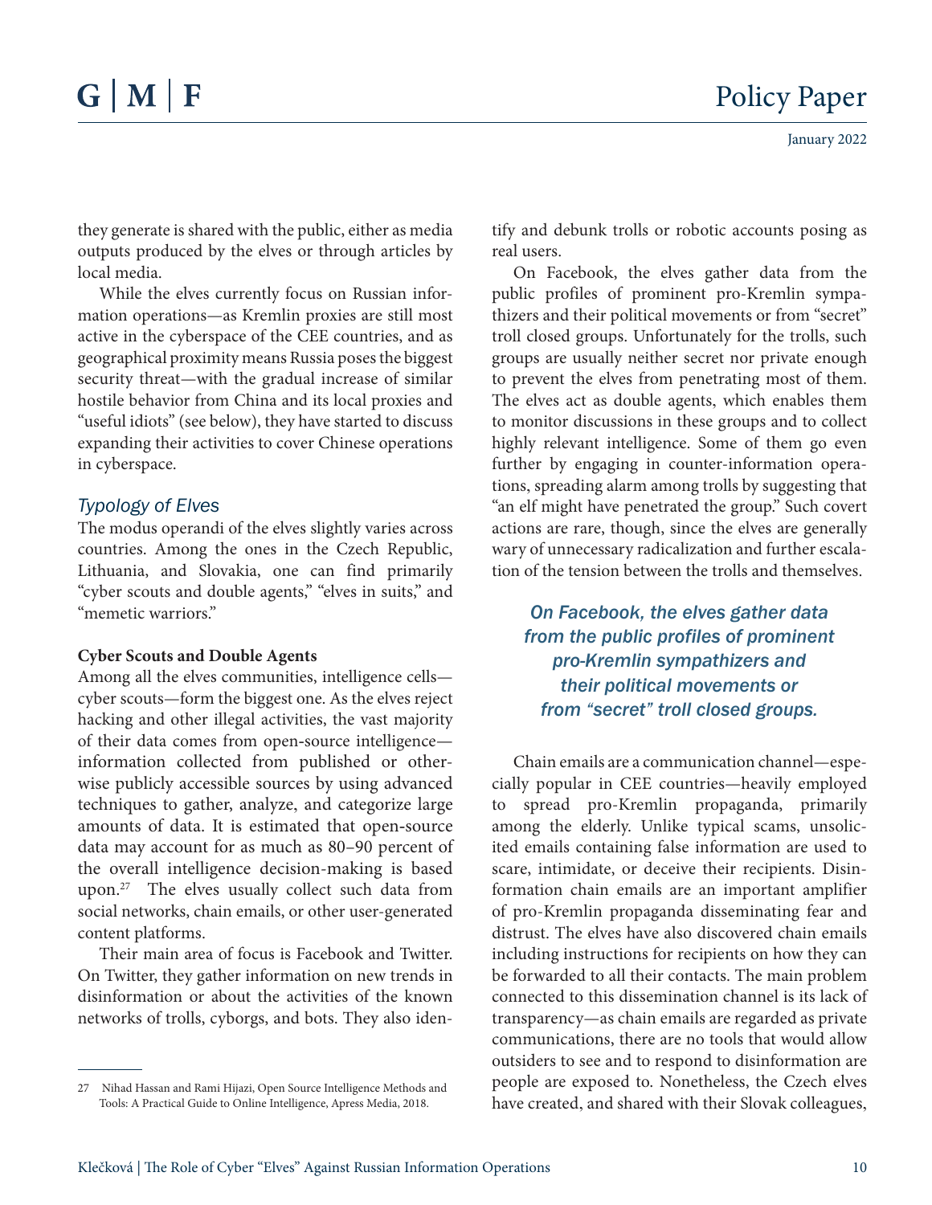they generate is shared with the public, either as media outputs produced by the elves or through articles by local media.

While the elves currently focus on Russian information operations—as Kremlin proxies are still most active in the cyberspace of the CEE countries, and as geographical proximity means Russia poses the biggest security threat—with the gradual increase of similar hostile behavior from China and its local proxies and "useful idiots" (see below), they have started to discuss expanding their activities to cover Chinese operations in cyberspace.

### *Typology of Elves*

The modus operandi of the elves slightly varies across countries. Among the ones in the Czech Republic, Lithuania, and Slovakia, one can find primarily "cyber scouts and double agents," "elves in suits," and "memetic warriors."

#### Cyber Scouts and Double Agents

Among all the elves communities, intelligence cells—cyber scouts—form the biggest one. As the elves reject hacking and other illegal activities, the vast majority of their data comes from open-source intelligence—information collected from published or otherwise publicly accessible sources by using advanced techniques to gather, analyze, and categorize large amounts of data. It is estimated that open-source data may account for as much as 80–90 percent of the overall intelligence decision-making is based upon.[27] The elves usually collect such data from social networks, chain emails, or other user-generated content platforms.

Their main area of focus is Facebook and Twitter. On Twitter, they gather information on new trends in disinformation or about the activities of the known networks of trolls, cyborgs, and bots. They also identify and debunk trolls or robotic accounts posing as real users.

On Facebook, the elves gather data from the public profiles of prominent pro-Kremlin sympathizers and their political movements or from "secret" troll closed groups. Unfortunately for the trolls, such groups are usually neither secret nor private enough to prevent the elves from penetrating most of them. The elves act as double agents, which enables them to monitor discussions in these groups and to collect highly relevant intelligence. Some of them go even further by engaging in counter-information operations, spreading alarm among trolls by suggesting that "an elf might have penetrated the group." Such covert actions are rare, though, since the elves are generally wary of unnecessary radicalization and further escalation of the tension between the trolls and themselves.

> *On Facebook, the elves gather data from the public profiles of prominent pro-Kremlin sympathizers and their political movements or from "secret" troll closed groups.*

Chain emails are a communication channel—especially popular in CEE countries—heavily employed to spread pro-Kremlin propaganda, primarily among the elderly. Unlike typical scams, unsolicited emails containing false information are used to scare, intimidate, or deceive their recipients. Disinformation chain emails are an important amplifier of pro-Kremlin propaganda disseminating fear and distrust. The elves have also discovered chain emails including instructions for recipients on how they can be forwarded to all their contacts. The main problem connected to this dissemination channel is its lack of transparency—as chain emails are regarded as private communications, there are no tools that would allow outsiders to see and to respond to disinformation are people are exposed to. Nonetheless, the Czech elves have created, and shared with their Slovak colleagues,

---

27 Nihad Hassan and Rami Hijazi, Open Source Intelligence Methods and Tools: A Practical Guide to Online Intelligence, Apress Media, 2018.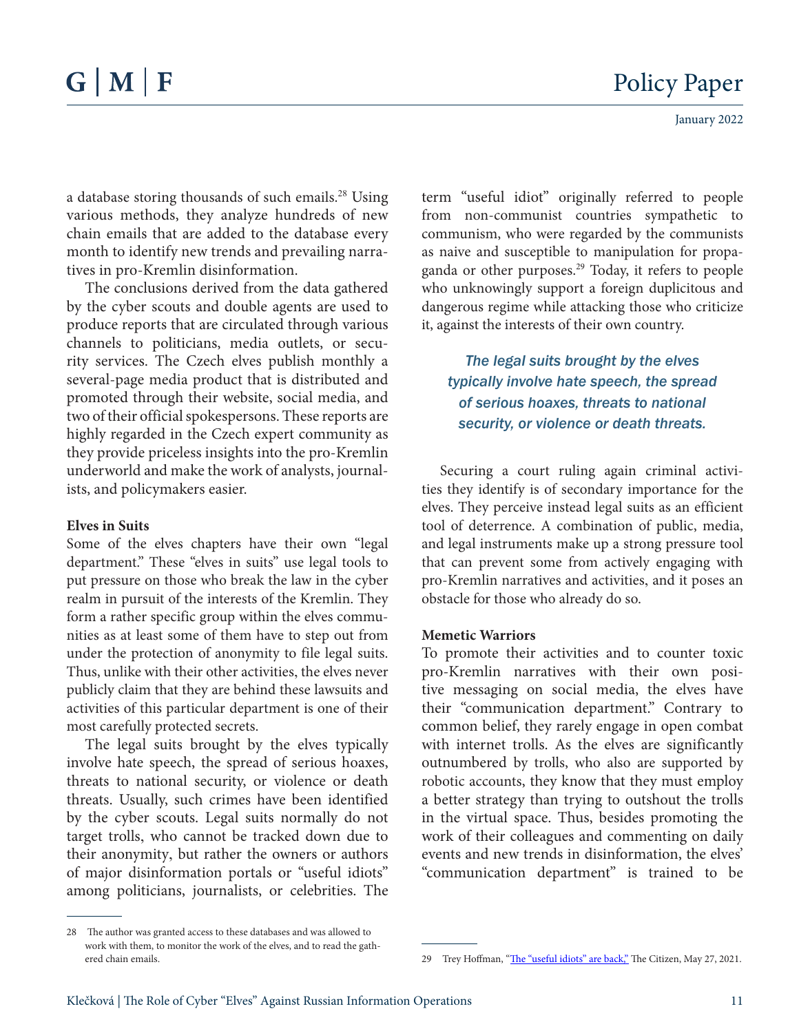a database storing thousands of such emails.[28] Using various methods, they analyze hundreds of new chain emails that are added to the database every month to identify new trends and prevailing narratives in pro-Kremlin disinformation.

The conclusions derived from the data gathered by the cyber scouts and double agents are used to produce reports that are circulated through various channels to politicians, media outlets, or security services. The Czech elves publish monthly a several-page media product that is distributed and promoted through their website, social media, and two of their official spokespersons. These reports are highly regarded in the Czech expert community as they provide priceless insights into the pro-Kremlin underworld and make the work of analysts, journalists, and policymakers easier.

**Elves in Suits**

Some of the elves chapters have their own "legal department." These "elves in suits" use legal tools to put pressure on those who break the law in the cyber realm in pursuit of the interests of the Kremlin. They form a rather specific group within the elves communities as at least some of them have to step out from under the protection of anonymity to file legal suits. Thus, unlike with their other activities, the elves never publicly claim that they are behind these lawsuits and activities of this particular department is one of their most carefully protected secrets.

The legal suits brought by the elves typically involve hate speech, the spread of serious hoaxes, threats to national security, or violence or death threats. Usually, such crimes have been identified by the cyber scouts. Legal suits normally do not target trolls, who cannot be tracked down due to their anonymity, but rather the owners or authors of major disinformation portals or "useful idiots" among politicians, journalists, or celebrities. The term "useful idiot" originally referred to people from non-communist countries sympathetic to communism, who were regarded by the communists as naive and susceptible to manipulation for propaganda or other purposes.[29] Today, it refers to people who unknowingly support a foreign duplicitous and dangerous regime while attacking those who criticize it, against the interests of their own country.

*The legal suits brought by the elves typically involve hate speech, the spread of serious hoaxes, threats to national security, or violence or death threats.*

Securing a court ruling again criminal activities they identify is of secondary importance for the elves. They perceive instead legal suits as an efficient tool of deterrence. A combination of public, media, and legal instruments make up a strong pressure tool that can prevent some from actively engaging with pro-Kremlin narratives and activities, and it poses an obstacle for those who already do so.

**Memetic Warriors**

To promote their activities and to counter toxic pro-Kremlin narratives with their own positive messaging on social media, the elves have their "communication department." Contrary to common belief, they rarely engage in open combat with internet trolls. As the elves are significantly outnumbered by trolls, who also are supported by robotic accounts, they know that they must employ a better strategy than trying to outshout the trolls in the virtual space. Thus, besides promoting the work of their colleagues and commenting on daily events and new trends in disinformation, the elves' "communication department" is trained to be

---

28 The author was granted access to these databases and was allowed to work with them, to monitor the work of the elves, and to read the gathered chain emails.

29 Trey Hoffman, "The "useful idiots" are back," The Citizen, May 27, 2021.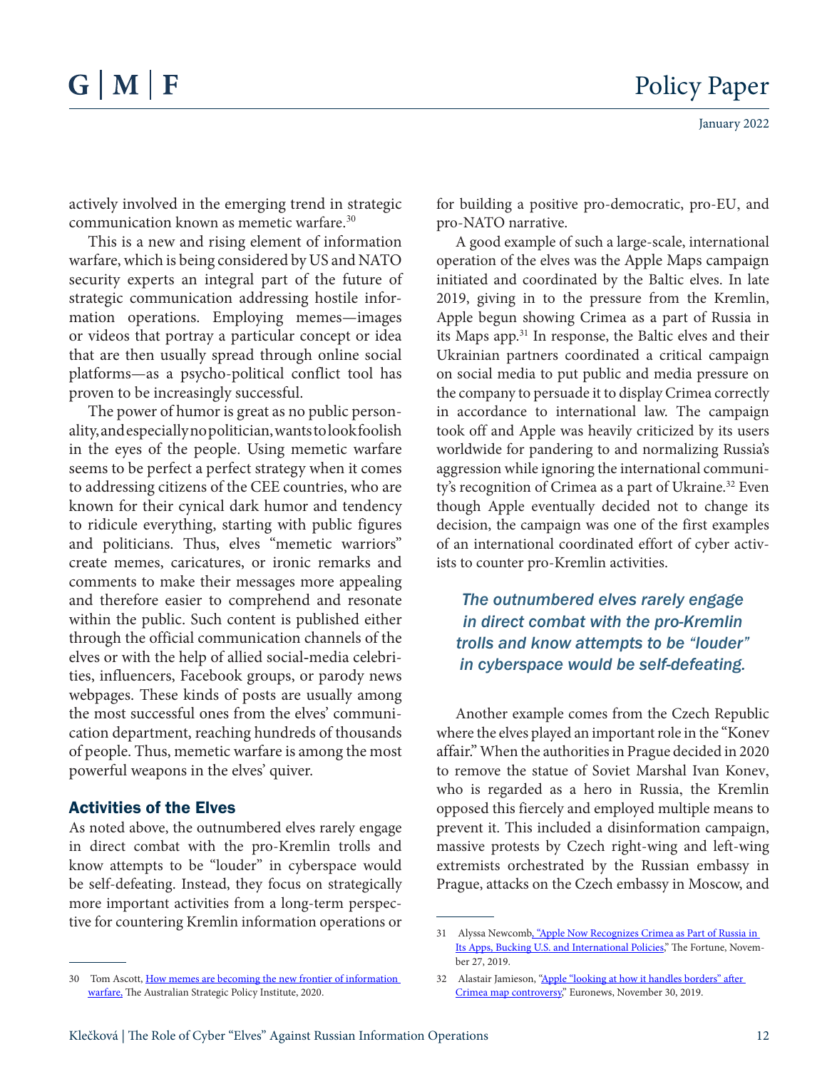actively involved in the emerging trend in strategic communication known as memetic warfare.[30]

This is a new and rising element of information warfare, which is being considered by US and NATO security experts an integral part of the future of strategic communication addressing hostile information operations. Employing memes—images or videos that portray a particular concept or idea that are then usually spread through online social platforms—as a psycho-political conflict tool has proven to be increasingly successful.

The power of humor is great as no public personality, and especially no politician, wants to look foolish in the eyes of the people. Using memetic warfare seems to be perfect a perfect strategy when it comes to addressing citizens of the CEE countries, who are known for their cynical dark humor and tendency to ridicule everything, starting with public figures and politicians. Thus, elves "memetic warriors" create memes, caricatures, or ironic remarks and comments to make their messages more appealing and therefore easier to comprehend and resonate within the public. Such content is published either through the official communication channels of the elves or with the help of allied social-media celebrities, influencers, Facebook groups, or parody news webpages. These kinds of posts are usually among the most successful ones from the elves' communication department, reaching hundreds of thousands of people. Thus, memetic warfare is among the most powerful weapons in the elves' quiver.

## Activities of the Elves

As noted above, the outnumbered elves rarely engage in direct combat with the pro-Kremlin trolls and know attempts to be "louder" in cyberspace would be self-defeating. Instead, they focus on strategically more important activities from a long-term perspective for countering Kremlin information operations or for building a positive pro-democratic, pro-EU, and pro-NATO narrative.

A good example of such a large-scale, international operation of the elves was the Apple Maps campaign initiated and coordinated by the Baltic elves. In late 2019, giving in to the pressure from the Kremlin, Apple begun showing Crimea as a part of Russia in its Maps app.[31] In response, the Baltic elves and their Ukrainian partners coordinated a critical campaign on social media to put public and media pressure on the company to persuade it to display Crimea correctly in accordance to international law. The campaign took off and Apple was heavily criticized by its users worldwide for pandering to and normalizing Russia's aggression while ignoring the international community's recognition of Crimea as a part of Ukraine.[32] Even though Apple eventually decided not to change its decision, the campaign was one of the first examples of an international coordinated effort of cyber activists to counter pro-Kremlin activities.

> *The outnumbered elves rarely engage in direct combat with the pro-Kremlin trolls and know attempts to be "louder" in cyberspace would be self-defeating.*

Another example comes from the Czech Republic where the elves played an important role in the "Konev affair." When the authorities in Prague decided in 2020 to remove the statue of Soviet Marshal Ivan Konev, who is regarded as a hero in Russia, the Kremlin opposed this fiercely and employed multiple means to prevent it. This included a disinformation campaign, massive protests by Czech right-wing and left-wing extremists orchestrated by the Russian embassy in Prague, attacks on the Czech embassy in Moscow, and

---

30 Tom Ascott, How memes are becoming the new frontier of information warfare, The Australian Strategic Policy Institute, 2020.

31 Alyssa Newcomb, "Apple Now Recognizes Crimea as Part of Russia in Its Apps, Bucking U.S. and International Policies," The Fortune, November 27, 2019.

32 Alastair Jamieson, "Apple "looking at how it handles borders" after Crimea map controversy," Euronews, November 30, 2019.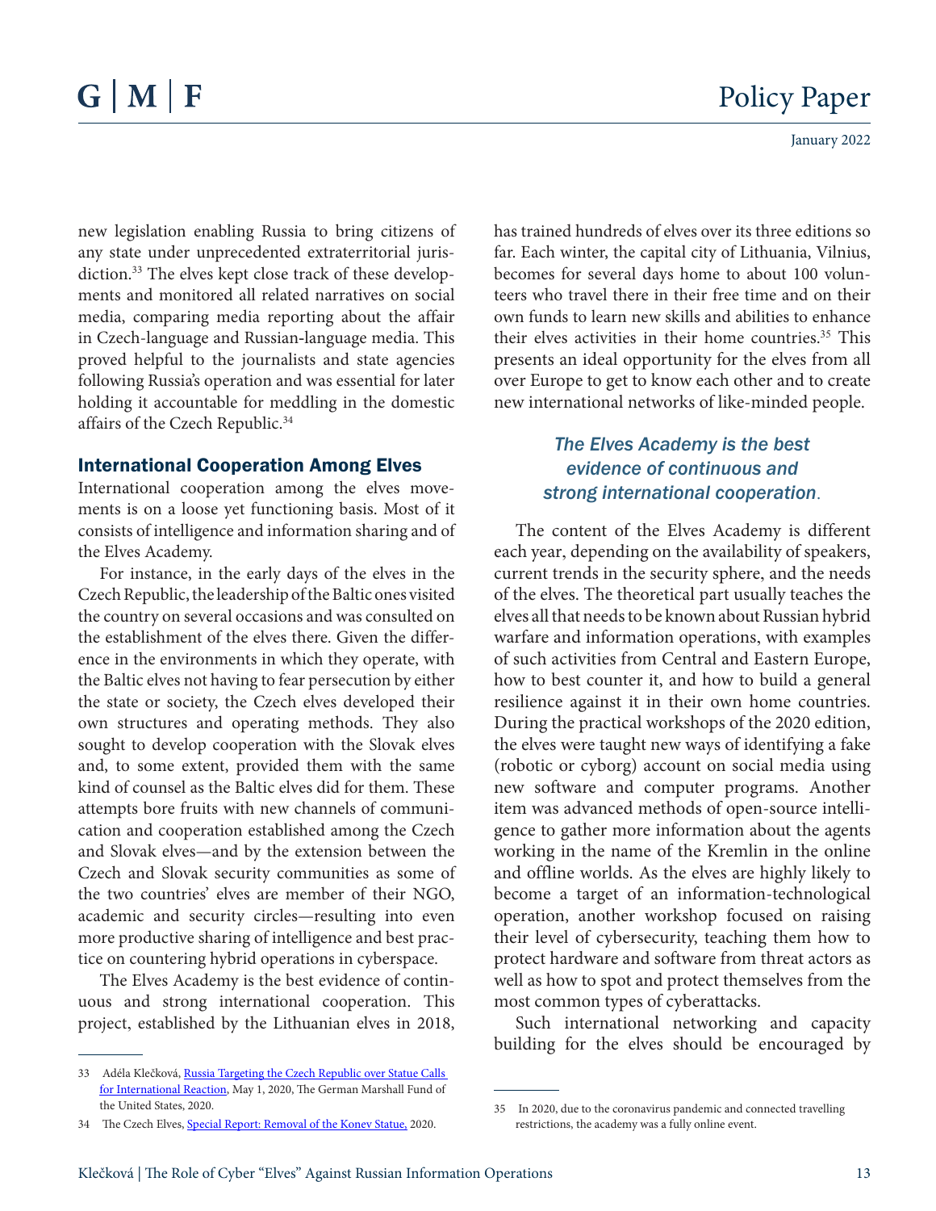new legislation enabling Russia to bring citizens of any state under unprecedented extraterritorial jurisdiction.[33] The elves kept close track of these developments and monitored all related narratives on social media, comparing media reporting about the affair in Czech-language and Russian-language media. This proved helpful to the journalists and state agencies following Russia's operation and was essential for later holding it accountable for meddling in the domestic affairs of the Czech Republic.[34]

## International Cooperation Among Elves

International cooperation among the elves movements is on a loose yet functioning basis. Most of it consists of intelligence and information sharing and of the Elves Academy.

For instance, in the early days of the elves in the Czech Republic, the leadership of the Baltic ones visited the country on several occasions and was consulted on the establishment of the elves there. Given the difference in the environments in which they operate, with the Baltic elves not having to fear persecution by either the state or society, the Czech elves developed their own structures and operating methods. They also sought to develop cooperation with the Slovak elves and, to some extent, provided them with the same kind of counsel as the Baltic elves did for them. These attempts bore fruits with new channels of communication and cooperation established among the Czech and Slovak elves—and by the extension between the Czech and Slovak security communities as some of the two countries' elves are member of their NGO, academic and security circles—resulting into even more productive sharing of intelligence and best practice on countering hybrid operations in cyberspace.

The Elves Academy is the best evidence of continuous and strong international cooperation. This project, established by the Lithuanian elves in 2018, has trained hundreds of elves over its three editions so far. Each winter, the capital city of Lithuania, Vilnius, becomes for several days home to about 100 volunteers who travel there in their free time and on their own funds to learn new skills and abilities to enhance their elves activities in their home countries.[35] This presents an ideal opportunity for the elves from all over Europe to get to know each other and to create new international networks of like-minded people.

> *The Elves Academy is the best evidence of continuous and strong international cooperation.*

The content of the Elves Academy is different each year, depending on the availability of speakers, current trends in the security sphere, and the needs of the elves. The theoretical part usually teaches the elves all that needs to be known about Russian hybrid warfare and information operations, with examples of such activities from Central and Eastern Europe, how to best counter it, and how to build a general resilience against it in their own home countries. During the practical workshops of the 2020 edition, the elves were taught new ways of identifying a fake (robotic or cyborg) account on social media using new software and computer programs. Another item was advanced methods of open-source intelligence to gather more information about the agents working in the name of the Kremlin in the online and offline worlds. As the elves are highly likely to become a target of an information-technological operation, another workshop focused on raising their level of cybersecurity, teaching them how to protect hardware and software from threat actors as well as how to spot and protect themselves from the most common types of cyberattacks.

Such international networking and capacity building for the elves should be encouraged by

---

33 Adéla Klečková, [Russia Targeting the Czech Republic over Statue Calls for International Reaction](), May 1, 2020, The German Marshall Fund of the United States, 2020.

34 The Czech Elves, [Special Report: Removal of the Konev Statue,]() 2020.

35 In 2020, due to the coronavirus pandemic and connected travelling restrictions, the academy was a fully online event.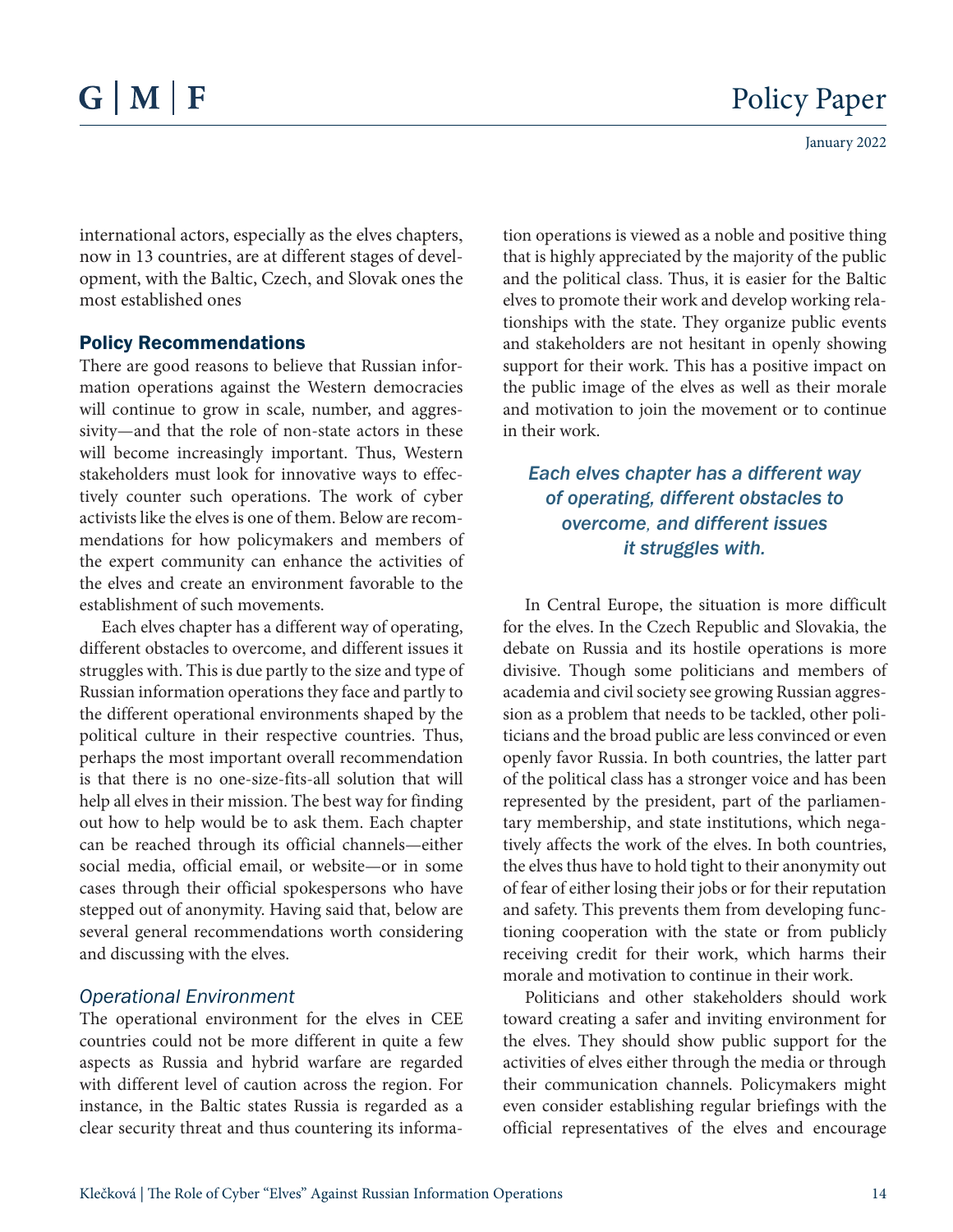international actors, especially as the elves chapters, now in 13 countries, are at different stages of development, with the Baltic, Czech, and Slovak ones the most established ones

## Policy Recommendations

There are good reasons to believe that Russian information operations against the Western democracies will continue to grow in scale, number, and aggressivity—and that the role of non-state actors in these will become increasingly important. Thus, Western stakeholders must look for innovative ways to effectively counter such operations. The work of cyber activists like the elves is one of them. Below are recommendations for how policymakers and members of the expert community can enhance the activities of the elves and create an environment favorable to the establishment of such movements.

Each elves chapter has a different way of operating, different obstacles to overcome, and different issues it struggles with. This is due partly to the size and type of Russian information operations they face and partly to the different operational environments shaped by the political culture in their respective countries. Thus, perhaps the most important overall recommendation is that there is no one-size-fits-all solution that will help all elves in their mission. The best way for finding out how to help would be to ask them. Each chapter can be reached through its official channels—either social media, official email, or website—or in some cases through their official spokespersons who have stepped out of anonymity. Having said that, below are several general recommendations worth considering and discussing with the elves.

### *Operational Environment*

The operational environment for the elves in CEE countries could not be more different in quite a few aspects as Russia and hybrid warfare are regarded with different level of caution across the region. For instance, in the Baltic states Russia is regarded as a clear security threat and thus countering its information operations is viewed as a noble and positive thing that is highly appreciated by the majority of the public and the political class. Thus, it is easier for the Baltic elves to promote their work and develop working relationships with the state. They organize public events and stakeholders are not hesitant in openly showing support for their work. This has a positive impact on the public image of the elves as well as their morale and motivation to join the movement or to continue in their work.

> *Each elves chapter has a different way of operating, different obstacles to overcome, and different issues it struggles with.*

In Central Europe, the situation is more difficult for the elves. In the Czech Republic and Slovakia, the debate on Russia and its hostile operations is more divisive. Though some politicians and members of academia and civil society see growing Russian aggression as a problem that needs to be tackled, other politicians and the broad public are less convinced or even openly favor Russia. In both countries, the latter part of the political class has a stronger voice and has been represented by the president, part of the parliamentary membership, and state institutions, which negatively affects the work of the elves. In both countries, the elves thus have to hold tight to their anonymity out of fear of either losing their jobs or for their reputation and safety. This prevents them from developing functioning cooperation with the state or from publicly receiving credit for their work, which harms their morale and motivation to continue in their work.

Politicians and other stakeholders should work toward creating a safer and inviting environment for the elves. They should show public support for the activities of elves either through the media or through their communication channels. Policymakers might even consider establishing regular briefings with the official representatives of the elves and encourage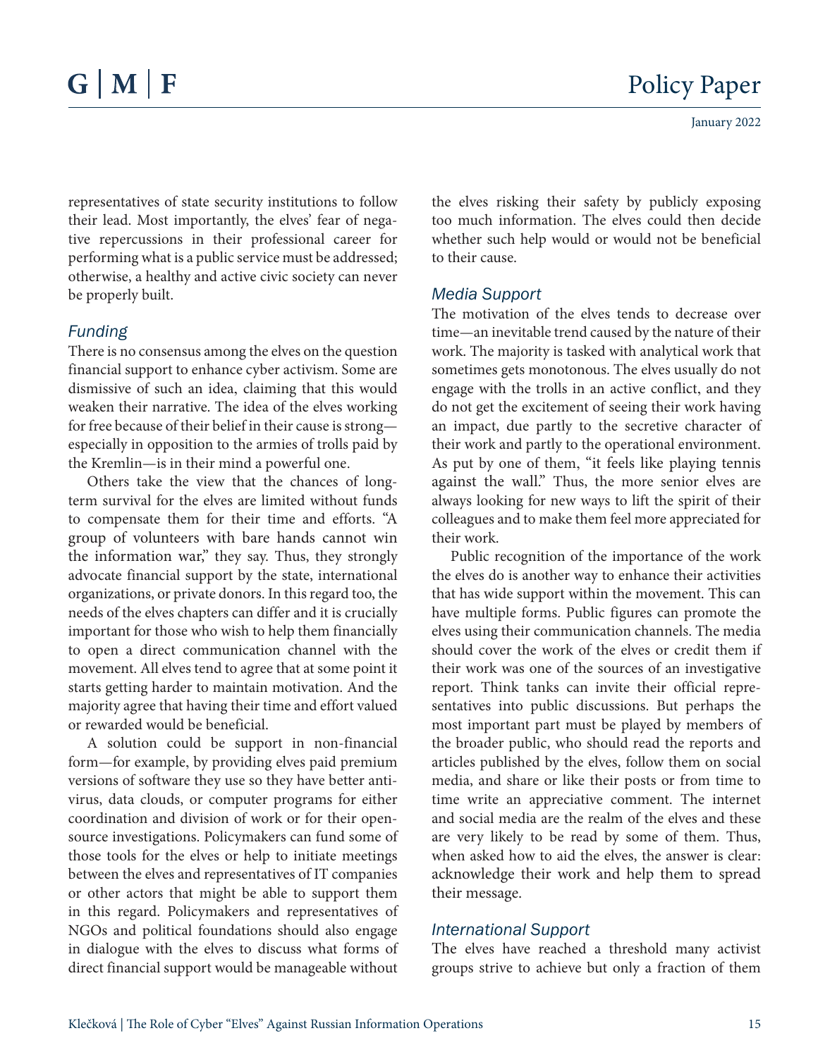representatives of state security institutions to follow their lead. Most importantly, the elves' fear of negative repercussions in their professional career for performing what is a public service must be addressed; otherwise, a healthy and active civic society can never be properly built.

### *Funding*

There is no consensus among the elves on the question financial support to enhance cyber activism. Some are dismissive of such an idea, claiming that this would weaken their narrative. The idea of the elves working for free because of their belief in their cause is strong—especially in opposition to the armies of trolls paid by the Kremlin—is in their mind a powerful one.

Others take the view that the chances of long-term survival for the elves are limited without funds to compensate them for their time and efforts. "A group of volunteers with bare hands cannot win the information war," they say. Thus, they strongly advocate financial support by the state, international organizations, or private donors. In this regard too, the needs of the elves chapters can differ and it is crucially important for those who wish to help them financially to open a direct communication channel with the movement. All elves tend to agree that at some point it starts getting harder to maintain motivation. And the majority agree that having their time and effort valued or rewarded would be beneficial.

A solution could be support in non-financial form—for example, by providing elves paid premium versions of software they use so they have better antivirus, data clouds, or computer programs for either coordination and division of work or for their open-source investigations. Policymakers can fund some of those tools for the elves or help to initiate meetings between the elves and representatives of IT companies or other actors that might be able to support them in this regard. Policymakers and representatives of NGOs and political foundations should also engage in dialogue with the elves to discuss what forms of direct financial support would be manageable without the elves risking their safety by publicly exposing too much information. The elves could then decide whether such help would or would not be beneficial to their cause.

### *Media Support*

The motivation of the elves tends to decrease over time—an inevitable trend caused by the nature of their work. The majority is tasked with analytical work that sometimes gets monotonous. The elves usually do not engage with the trolls in an active conflict, and they do not get the excitement of seeing their work having an impact, due partly to the secretive character of their work and partly to the operational environment. As put by one of them, "it feels like playing tennis against the wall." Thus, the more senior elves are always looking for new ways to lift the spirit of their colleagues and to make them feel more appreciated for their work.

Public recognition of the importance of the work the elves do is another way to enhance their activities that has wide support within the movement. This can have multiple forms. Public figures can promote the elves using their communication channels. The media should cover the work of the elves or credit them if their work was one of the sources of an investigative report. Think tanks can invite their official representatives into public discussions. But perhaps the most important part must be played by members of the broader public, who should read the reports and articles published by the elves, follow them on social media, and share or like their posts or from time to time write an appreciative comment. The internet and social media are the realm of the elves and these are very likely to be read by some of them. Thus, when asked how to aid the elves, the answer is clear: acknowledge their work and help them to spread their message.

### *International Support*

The elves have reached a threshold many activist groups strive to achieve but only a fraction of them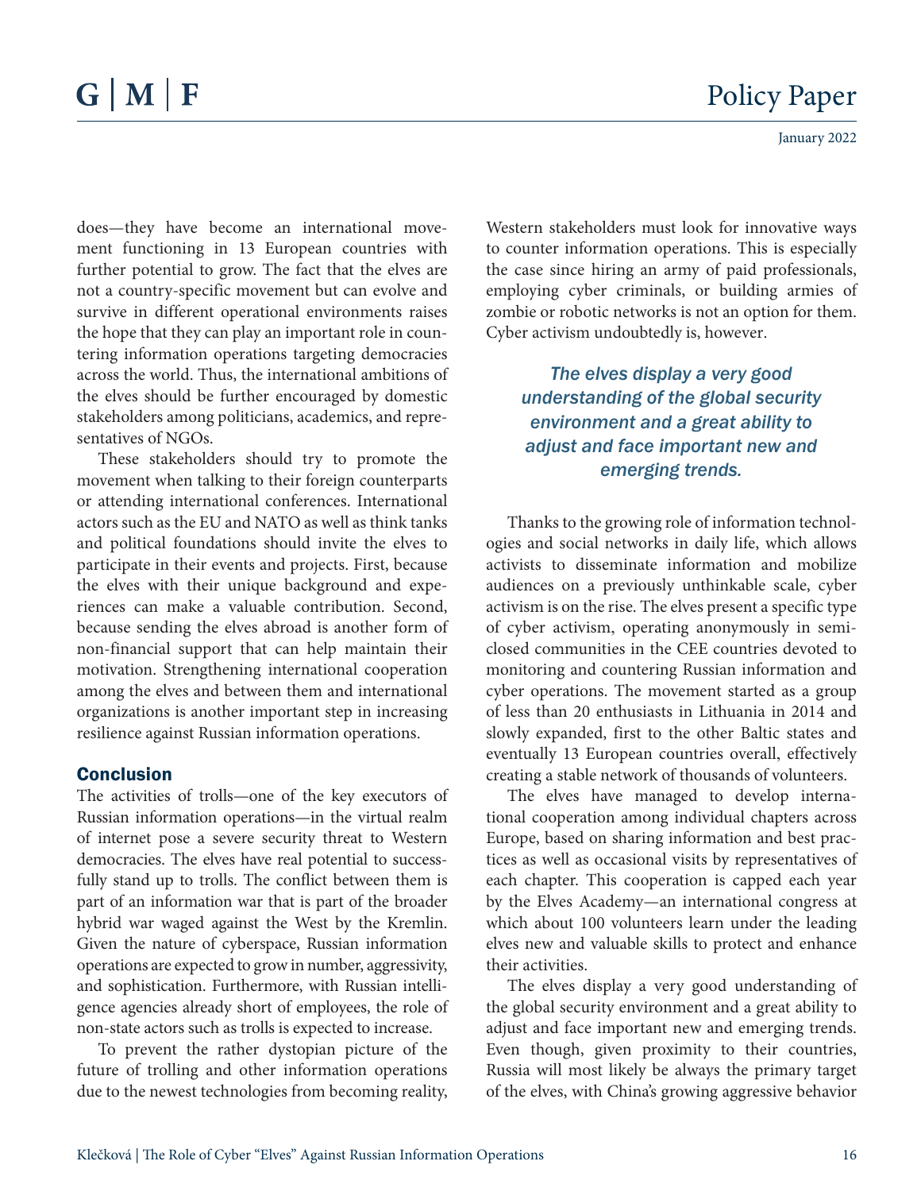does—they have become an international movement functioning in 13 European countries with further potential to grow. The fact that the elves are not a country-specific movement but can evolve and survive in different operational environments raises the hope that they can play an important role in countering information operations targeting democracies across the world. Thus, the international ambitions of the elves should be further encouraged by domestic stakeholders among politicians, academics, and representatives of NGOs.

These stakeholders should try to promote the movement when talking to their foreign counterparts or attending international conferences. International actors such as the EU and NATO as well as think tanks and political foundations should invite the elves to participate in their events and projects. First, because the elves with their unique background and experiences can make a valuable contribution. Second, because sending the elves abroad is another form of non-financial support that can help maintain their motivation. Strengthening international cooperation among the elves and between them and international organizations is another important step in increasing resilience against Russian information operations.

## Conclusion

The activities of trolls—one of the key executors of Russian information operations—in the virtual realm of internet pose a severe security threat to Western democracies. The elves have real potential to successfully stand up to trolls. The conflict between them is part of an information war that is part of the broader hybrid war waged against the West by the Kremlin. Given the nature of cyberspace, Russian information operations are expected to grow in number, aggressivity, and sophistication. Furthermore, with Russian intelligence agencies already short of employees, the role of non-state actors such as trolls is expected to increase.

To prevent the rather dystopian picture of the future of trolling and other information operations due to the newest technologies from becoming reality, Western stakeholders must look for innovative ways to counter information operations. This is especially the case since hiring an army of paid professionals, employing cyber criminals, or building armies of zombie or robotic networks is not an option for them. Cyber activism undoubtedly is, however.

> *The elves display a very good understanding of the global security environment and a great ability to adjust and face important new and emerging trends.*

Thanks to the growing role of information technologies and social networks in daily life, which allows activists to disseminate information and mobilize audiences on a previously unthinkable scale, cyber activism is on the rise. The elves present a specific type of cyber activism, operating anonymously in semi-closed communities in the CEE countries devoted to monitoring and countering Russian information and cyber operations. The movement started as a group of less than 20 enthusiasts in Lithuania in 2014 and slowly expanded, first to the other Baltic states and eventually 13 European countries overall, effectively creating a stable network of thousands of volunteers.

The elves have managed to develop international cooperation among individual chapters across Europe, based on sharing information and best practices as well as occasional visits by representatives of each chapter. This cooperation is capped each year by the Elves Academy—an international congress at which about 100 volunteers learn under the leading elves new and valuable skills to protect and enhance their activities.

The elves display a very good understanding of the global security environment and a great ability to adjust and face important new and emerging trends. Even though, given proximity to their countries, Russia will most likely be always the primary target of the elves, with China's growing aggressive behavior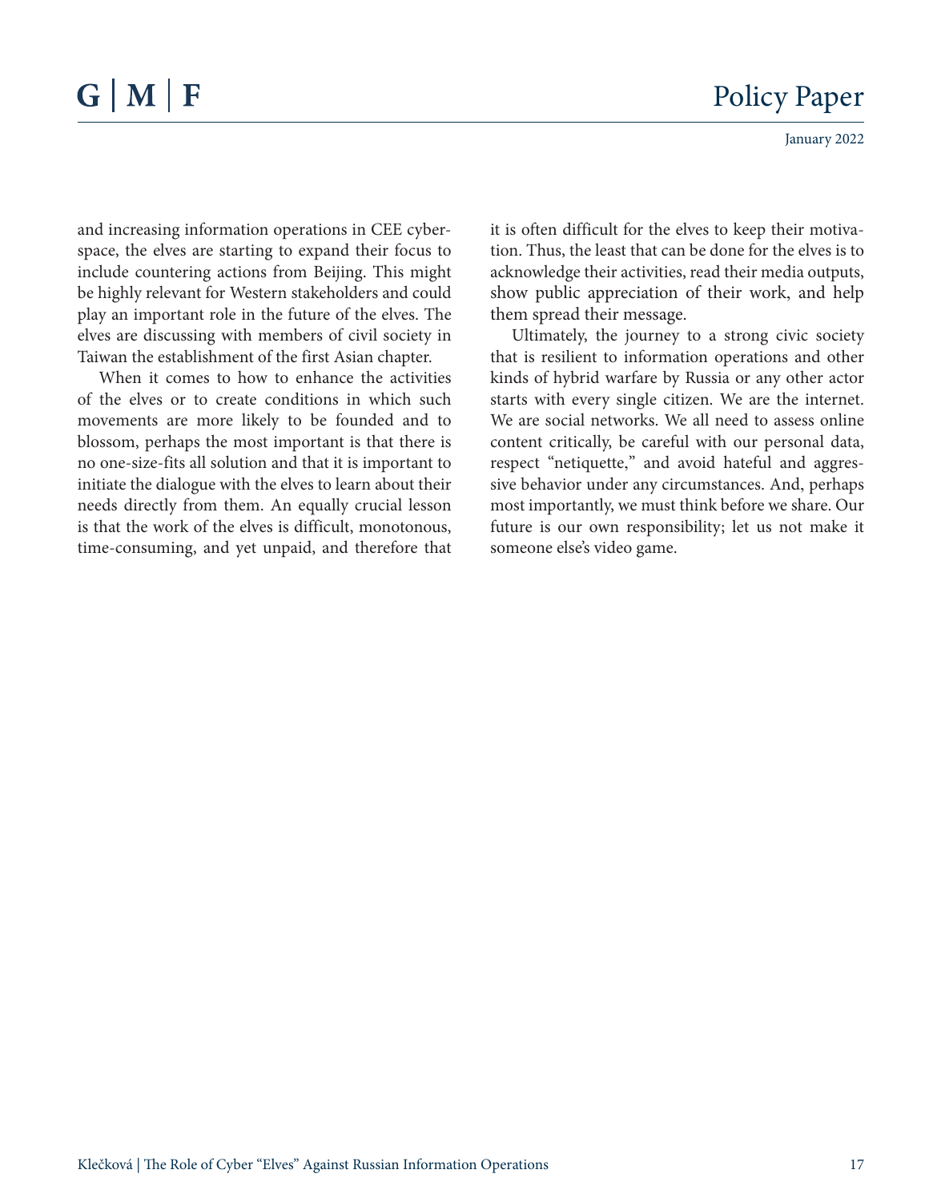and increasing information operations in CEE cyberspace, the elves are starting to expand their focus to include countering actions from Beijing. This might be highly relevant for Western stakeholders and could play an important role in the future of the elves. The elves are discussing with members of civil society in Taiwan the establishment of the first Asian chapter.

When it comes to how to enhance the activities of the elves or to create conditions in which such movements are more likely to be founded and to blossom, perhaps the most important is that there is no one-size-fits all solution and that it is important to initiate the dialogue with the elves to learn about their needs directly from them. An equally crucial lesson is that the work of the elves is difficult, monotonous, time-consuming, and yet unpaid, and therefore that it is often difficult for the elves to keep their motivation. Thus, the least that can be done for the elves is to acknowledge their activities, read their media outputs, show public appreciation of their work, and help them spread their message.

Ultimately, the journey to a strong civic society that is resilient to information operations and other kinds of hybrid warfare by Russia or any other actor starts with every single citizen. We are the internet. We are social networks. We all need to assess online content critically, be careful with our personal data, respect "netiquette," and avoid hateful and aggressive behavior under any circumstances. And, perhaps most importantly, we must think before we share. Our future is our own responsibility; let us not make it someone else's video game.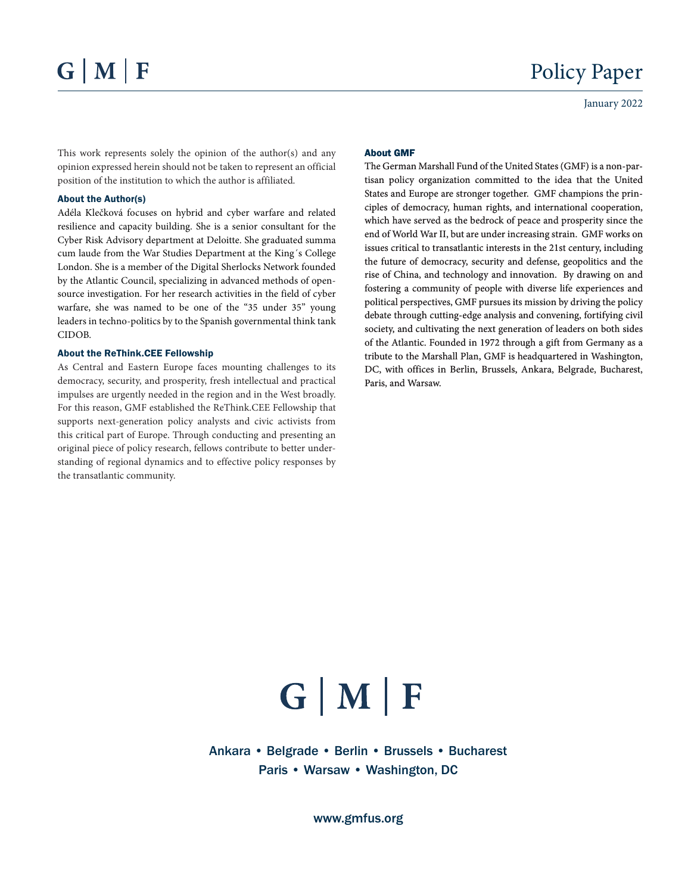G | M | F

Policy Paper

January 2022

This work represents solely the opinion of the author(s) and any opinion expressed herein should not be taken to represent an official position of the institution to which the author is affiliated.

### About the Author(s)

Adéla Klečková focuses on hybrid and cyber warfare and related resilience and capacity building. She is a senior consultant for the Cyber Risk Advisory department at Deloitte. She graduated summa cum laude from the War Studies Department at the King´s College London. She is a member of the Digital Sherlocks Network founded by the Atlantic Council, specializing in advanced methods of open-source investigation. For her research activities in the field of cyber warfare, she was named to be one of the "35 under 35" young leaders in techno-politics by to the Spanish governmental think tank CIDOB.

### About the ReThink.CEE Fellowship

As Central and Eastern Europe faces mounting challenges to its democracy, security, and prosperity, fresh intellectual and practical impulses are urgently needed in the region and in the West broadly. For this reason, GMF established the ReThink.CEE Fellowship that supports next-generation policy analysts and civic activists from this critical part of Europe. Through conducting and presenting an original piece of policy research, fellows contribute to better understanding of regional dynamics and to effective policy responses by the transatlantic community.

### About GMF

The German Marshall Fund of the United States (GMF) is a non-partisan policy organization committed to the idea that the United States and Europe are stronger together. GMF champions the principles of democracy, human rights, and international cooperation, which have served as the bedrock of peace and prosperity since the end of World War II, but are under increasing strain. GMF works on issues critical to transatlantic interests in the 21st century, including the future of democracy, security and defense, geopolitics and the rise of China, and technology and innovation. By drawing on and fostering a community of people with diverse life experiences and political perspectives, GMF pursues its mission by driving the policy debate through cutting-edge analysis and convening, fortifying civil society, and cultivating the next generation of leaders on both sides of the Atlantic. Founded in 1972 through a gift from Germany as a tribute to the Marshall Plan, GMF is headquartered in Washington, DC, with offices in Berlin, Brussels, Ankara, Belgrade, Bucharest, Paris, and Warsaw.

G | M | F

Ankara • Belgrade • Berlin • Brussels • Bucharest
Paris • Warsaw • Washington, DC

www.gmfus.org